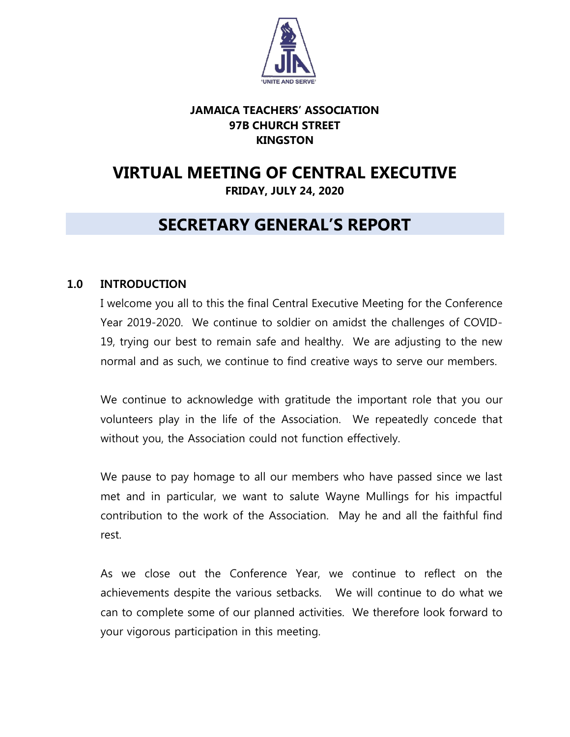**JAMAICA TEACHERS' ASSOCIATION**
**97B CHURCH STREET**
**KINGSTON**

# VIRTUAL MEETING OF CENTRAL EXECUTIVE

**FRIDAY, JULY 24, 2020**

# SECRETARY GENERAL'S REPORT

## 1.0 INTRODUCTION

I welcome you all to this the final Central Executive Meeting for the Conference Year 2019-2020. We continue to soldier on amidst the challenges of COVID-19, trying our best to remain safe and healthy. We are adjusting to the new normal and as such, we continue to find creative ways to serve our members.

We continue to acknowledge with gratitude the important role that you our volunteers play in the life of the Association. We repeatedly concede that without you, the Association could not function effectively.

We pause to pay homage to all our members who have passed since we last met and in particular, we want to salute Wayne Mullings for his impactful contribution to the work of the Association. May he and all the faithful find rest.

As we close out the Conference Year, we continue to reflect on the achievements despite the various setbacks. We will continue to do what we can to complete some of our planned activities. We therefore look forward to your vigorous participation in this meeting.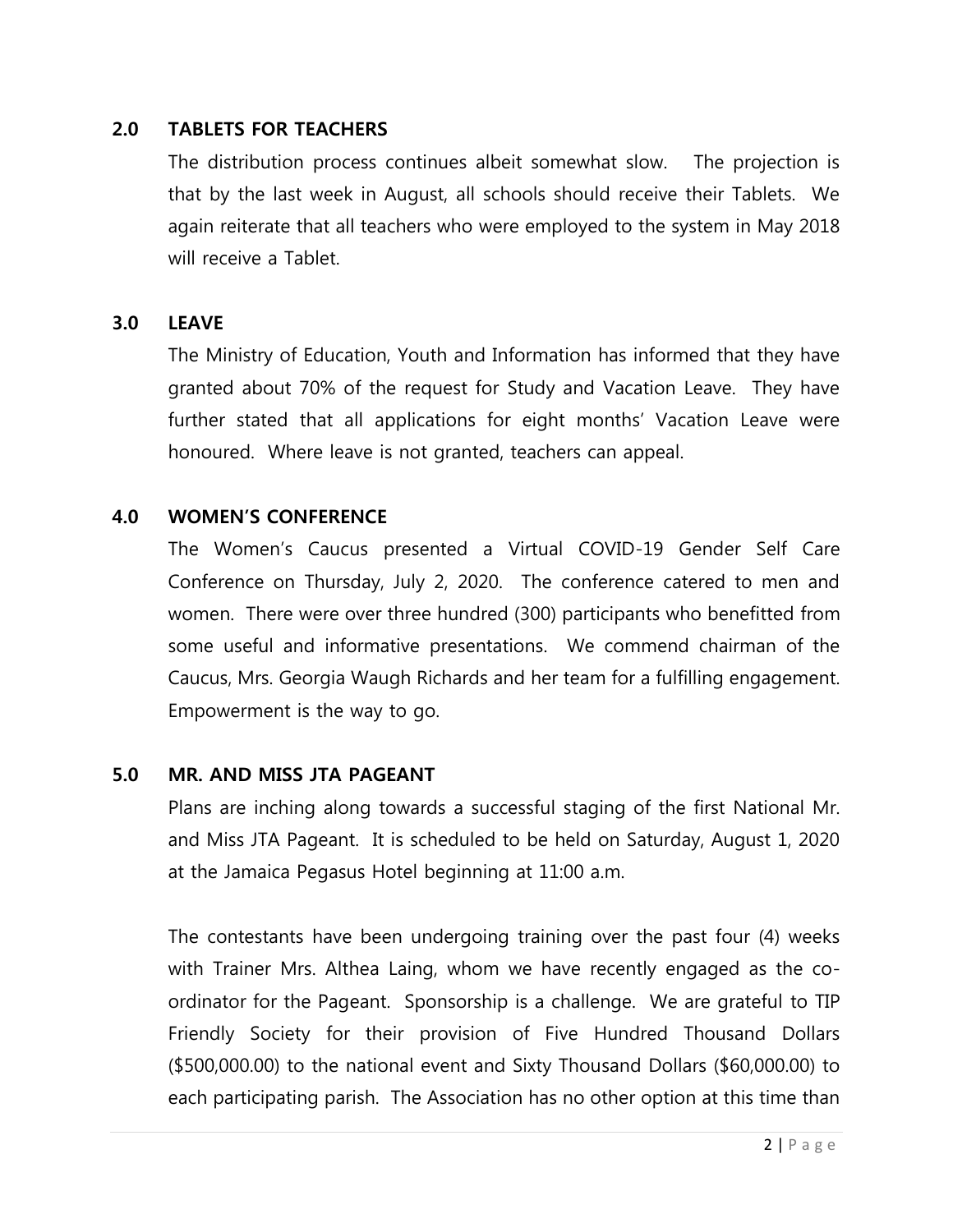## 2.0 TABLETS FOR TEACHERS

The distribution process continues albeit somewhat slow. The projection is that by the last week in August, all schools should receive their Tablets. We again reiterate that all teachers who were employed to the system in May 2018 will receive a Tablet.

## 3.0 LEAVE

The Ministry of Education, Youth and Information has informed that they have granted about 70% of the request for Study and Vacation Leave. They have further stated that all applications for eight months' Vacation Leave were honoured. Where leave is not granted, teachers can appeal.

## 4.0 WOMEN'S CONFERENCE

The Women's Caucus presented a Virtual COVID-19 Gender Self Care Conference on Thursday, July 2, 2020. The conference catered to men and women. There were over three hundred (300) participants who benefitted from some useful and informative presentations. We commend chairman of the Caucus, Mrs. Georgia Waugh Richards and her team for a fulfilling engagement. Empowerment is the way to go.

## 5.0 MR. AND MISS JTA PAGEANT

Plans are inching along towards a successful staging of the first National Mr. and Miss JTA Pageant. It is scheduled to be held on Saturday, August 1, 2020 at the Jamaica Pegasus Hotel beginning at 11:00 a.m.

The contestants have been undergoing training over the past four (4) weeks with Trainer Mrs. Althea Laing, whom we have recently engaged as the co-ordinator for the Pageant. Sponsorship is a challenge. We are grateful to TIP Friendly Society for their provision of Five Hundred Thousand Dollars ($500,000.00) to the national event and Sixty Thousand Dollars ($60,000.00) to each participating parish. The Association has no other option at this time than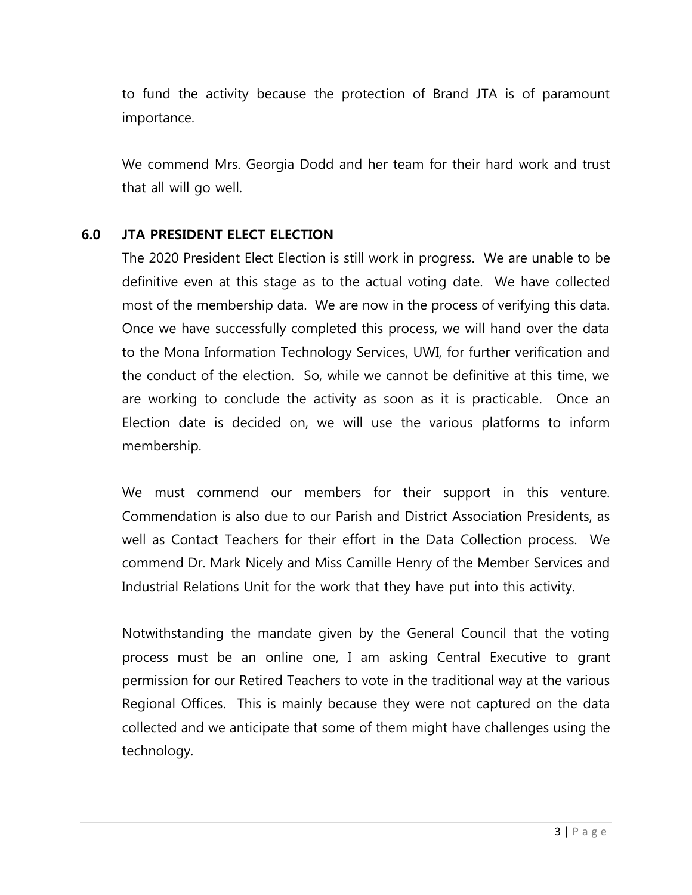to fund the activity because the protection of Brand JTA is of paramount importance.

We commend Mrs. Georgia Dodd and her team for their hard work and trust that all will go well.

## 6.0 JTA PRESIDENT ELECT ELECTION

The 2020 President Elect Election is still work in progress. We are unable to be definitive even at this stage as to the actual voting date. We have collected most of the membership data. We are now in the process of verifying this data. Once we have successfully completed this process, we will hand over the data to the Mona Information Technology Services, UWI, for further verification and the conduct of the election. So, while we cannot be definitive at this time, we are working to conclude the activity as soon as it is practicable. Once an Election date is decided on, we will use the various platforms to inform membership.

We must commend our members for their support in this venture. Commendation is also due to our Parish and District Association Presidents, as well as Contact Teachers for their effort in the Data Collection process. We commend Dr. Mark Nicely and Miss Camille Henry of the Member Services and Industrial Relations Unit for the work that they have put into this activity.

Notwithstanding the mandate given by the General Council that the voting process must be an online one, I am asking Central Executive to grant permission for our Retired Teachers to vote in the traditional way at the various Regional Offices. This is mainly because they were not captured on the data collected and we anticipate that some of them might have challenges using the technology.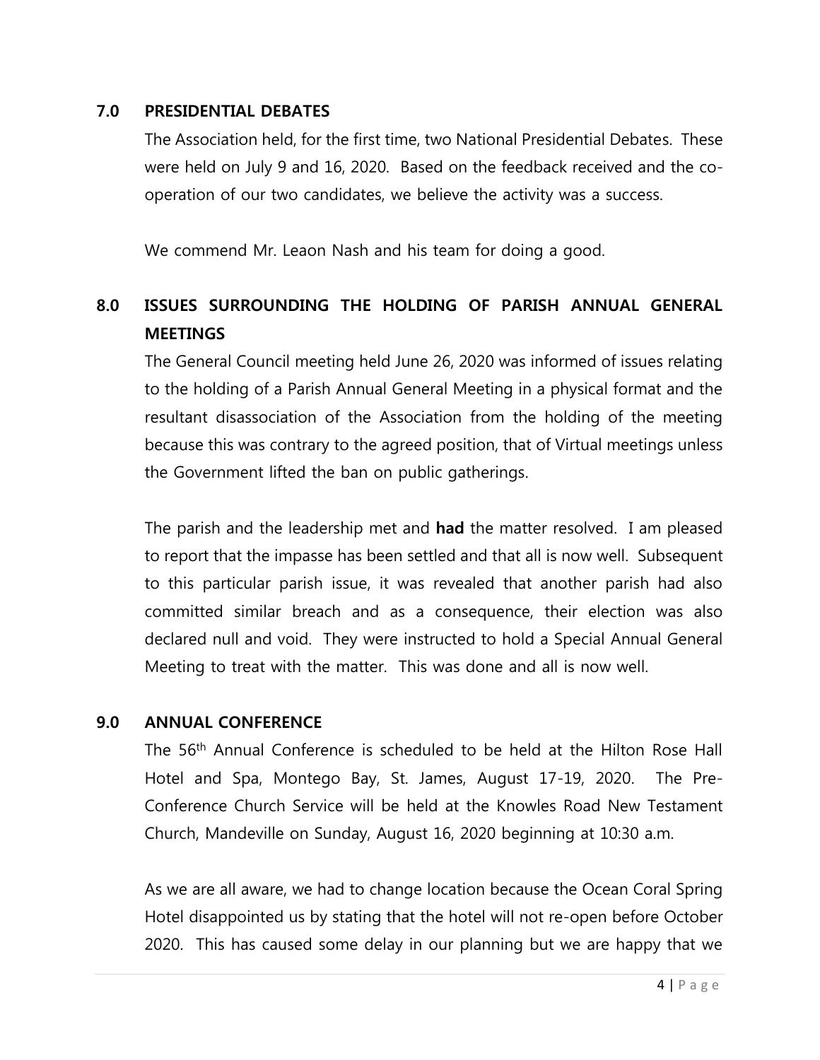## 7.0 PRESIDENTIAL DEBATES

The Association held, for the first time, two National Presidential Debates. These were held on July 9 and 16, 2020. Based on the feedback received and the co-operation of our two candidates, we believe the activity was a success.

We commend Mr. Leaon Nash and his team for doing a good.

## 8.0 ISSUES SURROUNDING THE HOLDING OF PARISH ANNUAL GENERAL MEETINGS

The General Council meeting held June 26, 2020 was informed of issues relating to the holding of a Parish Annual General Meeting in a physical format and the resultant disassociation of the Association from the holding of the meeting because this was contrary to the agreed position, that of Virtual meetings unless the Government lifted the ban on public gatherings.

The parish and the leadership met and **had** the matter resolved. I am pleased to report that the impasse has been settled and that all is now well. Subsequent to this particular parish issue, it was revealed that another parish had also committed similar breach and as a consequence, their election was also declared null and void. They were instructed to hold a Special Annual General Meeting to treat with the matter. This was done and all is now well.

## 9.0 ANNUAL CONFERENCE

The 56th Annual Conference is scheduled to be held at the Hilton Rose Hall Hotel and Spa, Montego Bay, St. James, August 17-19, 2020. The Pre-Conference Church Service will be held at the Knowles Road New Testament Church, Mandeville on Sunday, August 16, 2020 beginning at 10:30 a.m.

As we are all aware, we had to change location because the Ocean Coral Spring Hotel disappointed us by stating that the hotel will not re-open before October 2020. This has caused some delay in our planning but we are happy that we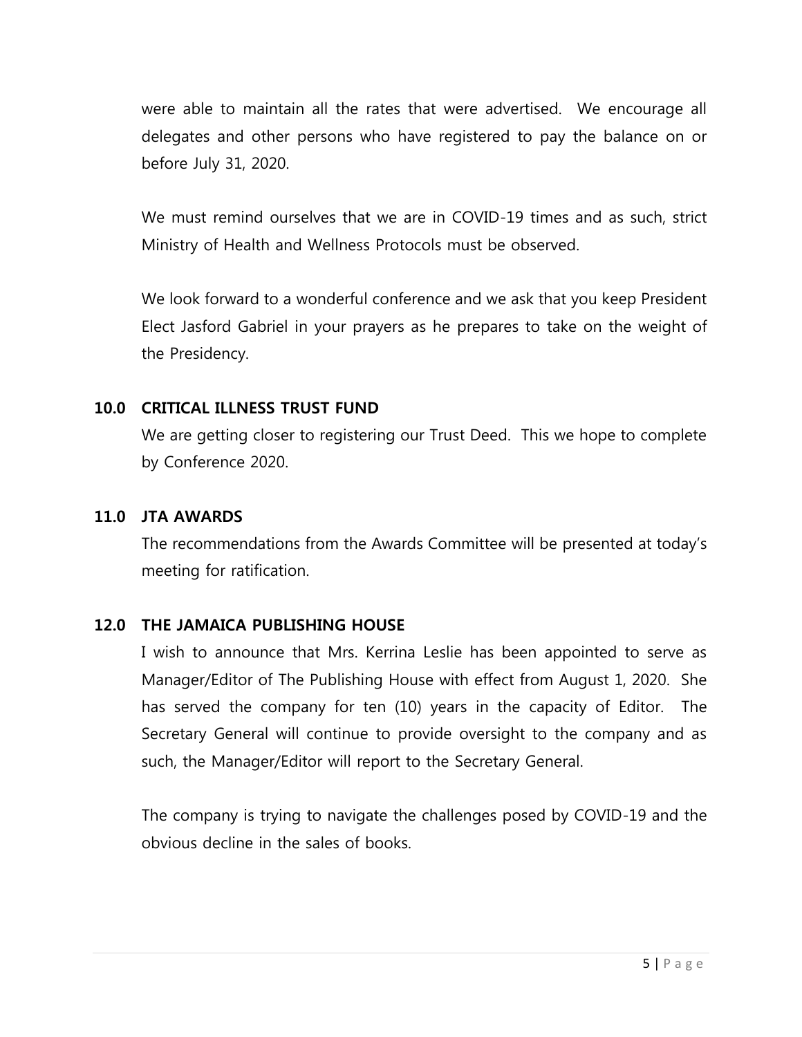were able to maintain all the rates that were advertised. We encourage all delegates and other persons who have registered to pay the balance on or before July 31, 2020.

We must remind ourselves that we are in COVID-19 times and as such, strict Ministry of Health and Wellness Protocols must be observed.

We look forward to a wonderful conference and we ask that you keep President Elect Jasford Gabriel in your prayers as he prepares to take on the weight of the Presidency.

## 10.0 CRITICAL ILLNESS TRUST FUND

We are getting closer to registering our Trust Deed. This we hope to complete by Conference 2020.

## 11.0 JTA AWARDS

The recommendations from the Awards Committee will be presented at today's meeting for ratification.

## 12.0 THE JAMAICA PUBLISHING HOUSE

I wish to announce that Mrs. Kerrina Leslie has been appointed to serve as Manager/Editor of The Publishing House with effect from August 1, 2020. She has served the company for ten (10) years in the capacity of Editor. The Secretary General will continue to provide oversight to the company and as such, the Manager/Editor will report to the Secretary General.

The company is trying to navigate the challenges posed by COVID-19 and the obvious decline in the sales of books.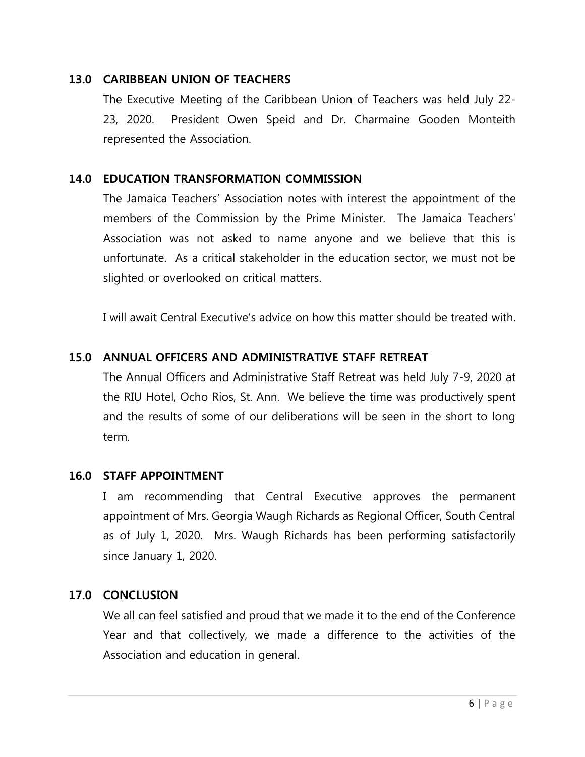## 13.0 CARIBBEAN UNION OF TEACHERS

The Executive Meeting of the Caribbean Union of Teachers was held July 22-23, 2020. President Owen Speid and Dr. Charmaine Gooden Monteith represented the Association.

## 14.0 EDUCATION TRANSFORMATION COMMISSION

The Jamaica Teachers' Association notes with interest the appointment of the members of the Commission by the Prime Minister. The Jamaica Teachers' Association was not asked to name anyone and we believe that this is unfortunate. As a critical stakeholder in the education sector, we must not be slighted or overlooked on critical matters.

I will await Central Executive's advice on how this matter should be treated with.

## 15.0 ANNUAL OFFICERS AND ADMINISTRATIVE STAFF RETREAT

The Annual Officers and Administrative Staff Retreat was held July 7-9, 2020 at the RIU Hotel, Ocho Rios, St. Ann. We believe the time was productively spent and the results of some of our deliberations will be seen in the short to long term.

## 16.0 STAFF APPOINTMENT

I am recommending that Central Executive approves the permanent appointment of Mrs. Georgia Waugh Richards as Regional Officer, South Central as of July 1, 2020. Mrs. Waugh Richards has been performing satisfactorily since January 1, 2020.

## 17.0 CONCLUSION

We all can feel satisfied and proud that we made it to the end of the Conference Year and that collectively, we made a difference to the activities of the Association and education in general.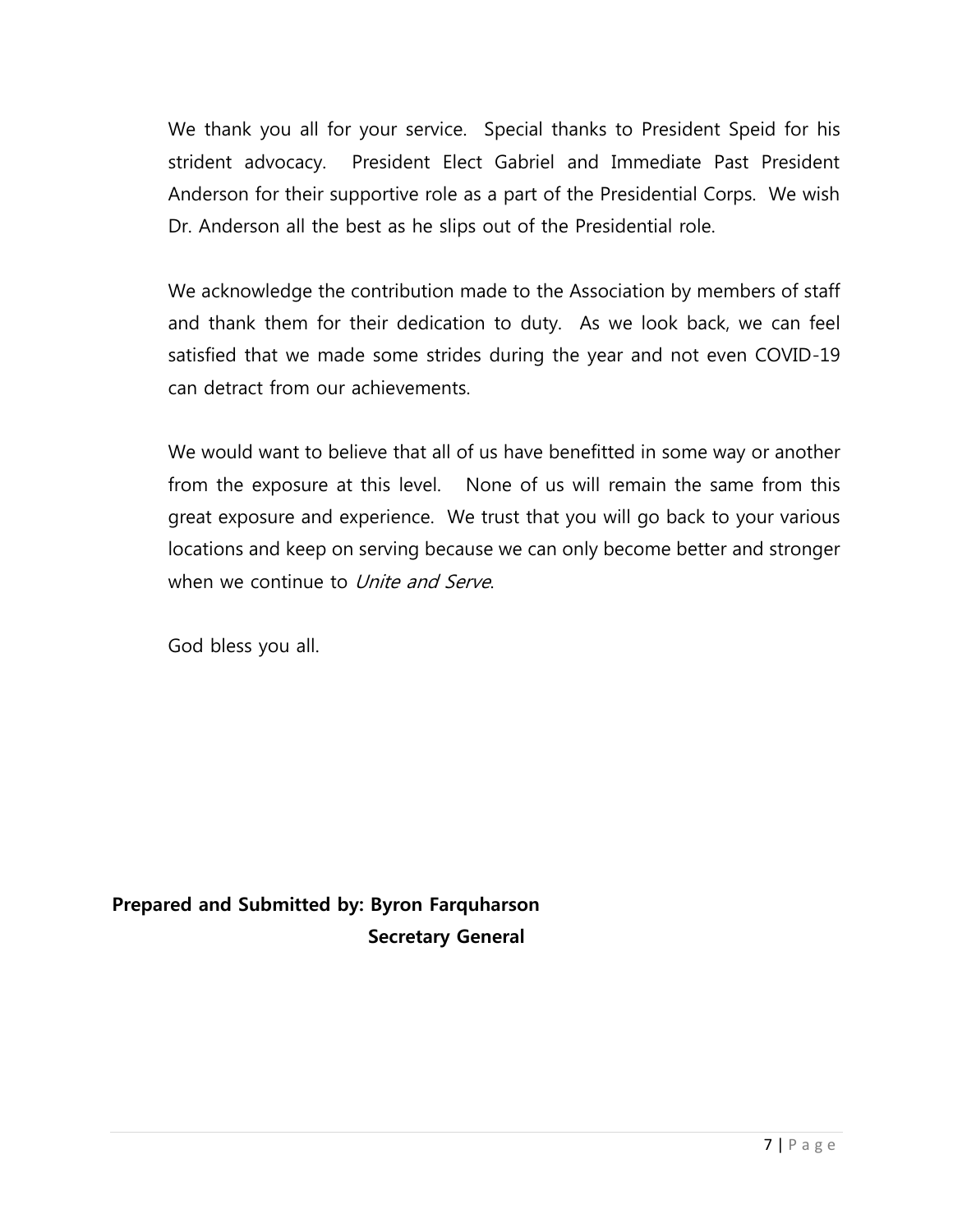We thank you all for your service. Special thanks to President Speid for his strident advocacy. President Elect Gabriel and Immediate Past President Anderson for their supportive role as a part of the Presidential Corps. We wish Dr. Anderson all the best as he slips out of the Presidential role.

We acknowledge the contribution made to the Association by members of staff and thank them for their dedication to duty. As we look back, we can feel satisfied that we made some strides during the year and not even COVID-19 can detract from our achievements.

We would want to believe that all of us have benefitted in some way or another from the exposure at this level. None of us will remain the same from this great exposure and experience. We trust that you will go back to your various locations and keep on serving because we can only become better and stronger when we continue to *Unite and Serve*.

God bless you all.

**Prepared and Submitted by: Byron Farquharson**
**Secretary General**